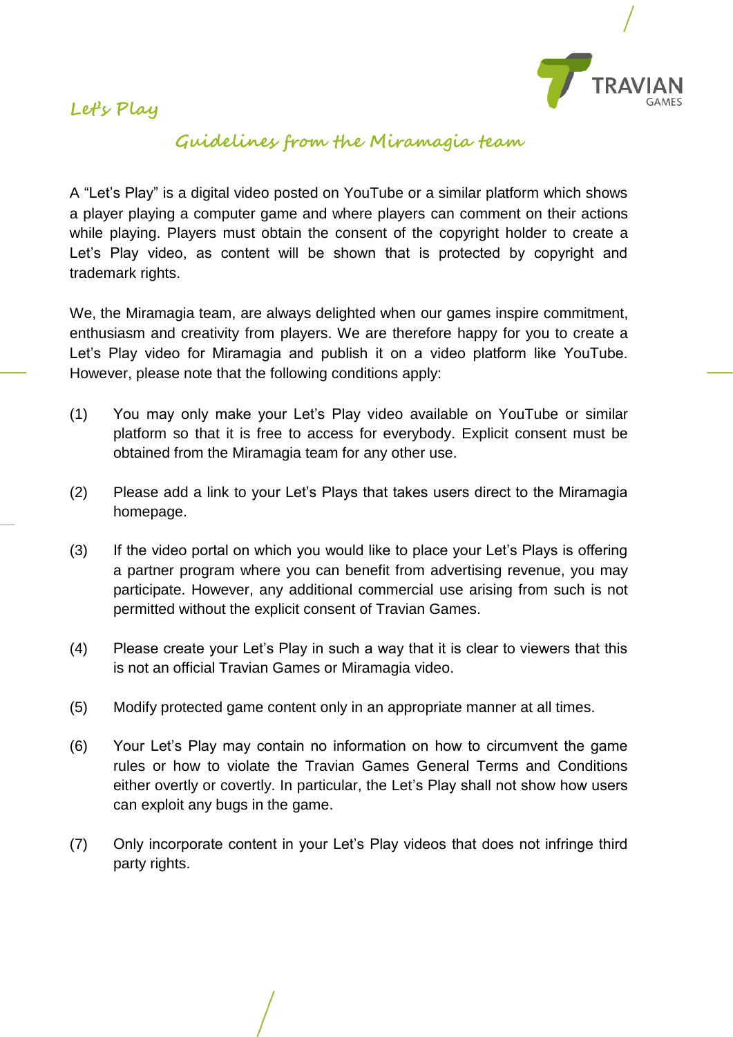# Let's Play

## Guidelines from the Miramagia team

A "Let's Play" is a digital video posted on YouTube or a similar platform which shows a player playing a computer game and where players can comment on their actions while playing. Players must obtain the consent of the copyright holder to create a Let's Play video, as content will be shown that is protected by copyright and trademark rights.

We, the Miramagia team, are always delighted when our games inspire commitment, enthusiasm and creativity from players. We are therefore happy for you to create a Let's Play video for Miramagia and publish it on a video platform like YouTube. However, please note that the following conditions apply:

(1) You may only make your Let's Play video available on YouTube or similar platform so that it is free to access for everybody. Explicit consent must be obtained from the Miramagia team for any other use.

(2) Please add a link to your Let's Plays that takes users direct to the Miramagia homepage.

(3) If the video portal on which you would like to place your Let's Plays is offering a partner program where you can benefit from advertising revenue, you may participate. However, any additional commercial use arising from such is not permitted without the explicit consent of Travian Games.

(4) Please create your Let's Play in such a way that it is clear to viewers that this is not an official Travian Games or Miramagia video.

(5) Modify protected game content only in an appropriate manner at all times.

(6) Your Let's Play may contain no information on how to circumvent the game rules or how to violate the Travian Games General Terms and Conditions either overtly or covertly. In particular, the Let's Play shall not show how users can exploit any bugs in the game.

(7) Only incorporate content in your Let's Play videos that does not infringe third party rights.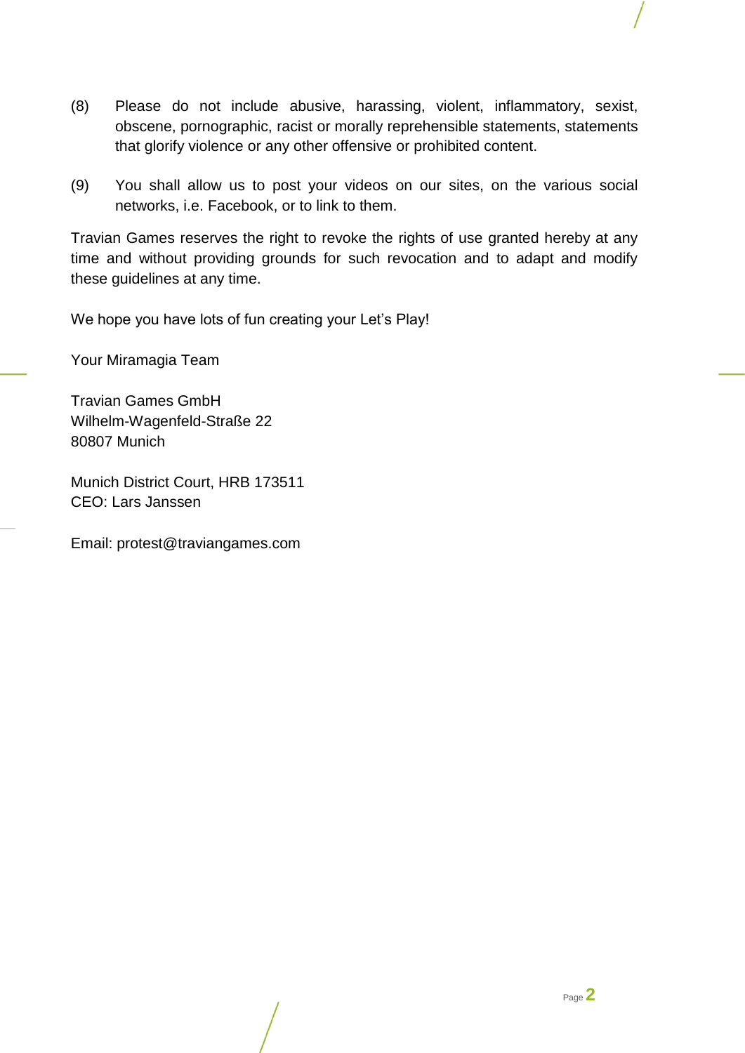(8) Please do not include abusive, harassing, violent, inflammatory, sexist, obscene, pornographic, racist or morally reprehensible statements, statements that glorify violence or any other offensive or prohibited content.

(9) You shall allow us to post your videos on our sites, on the various social networks, i.e. Facebook, or to link to them.

Travian Games reserves the right to revoke the rights of use granted hereby at any time and without providing grounds for such revocation and to adapt and modify these guidelines at any time.

We hope you have lots of fun creating your Let's Play!

Your Miramagia Team

Travian Games GmbH
Wilhelm-Wagenfeld-Straße 22
80807 Munich

Munich District Court, HRB 173511
CEO: Lars Janssen

Email: protest@traviangames.com